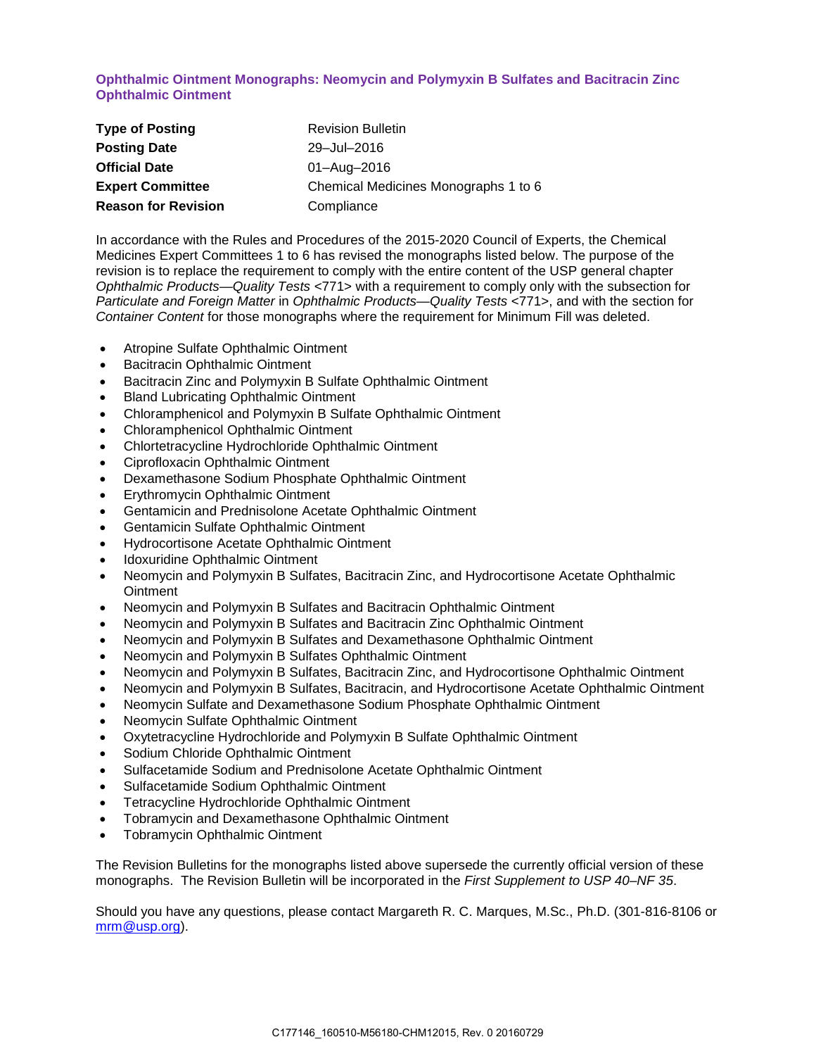## Ophthalmic Ointment Monographs: Neomycin and Polymyxin B Sulfates and Bacitracin Zinc Ophthalmic Ointment

| | |
|---|---|
| **Type of Posting** | Revision Bulletin |
| **Posting Date** | 29–Jul–2016 |
| **Official Date** | 01–Aug–2016 |
| **Expert Committee** | Chemical Medicines Monographs 1 to 6 |
| **Reason for Revision** | Compliance |

In accordance with the Rules and Procedures of the 2015-2020 Council of Experts, the Chemical Medicines Expert Committees 1 to 6 has revised the monographs listed below. The purpose of the revision is to replace the requirement to comply with the entire content of the USP general chapter *Ophthalmic Products—Quality Tests* <771> with a requirement to comply only with the subsection for *Particulate and Foreign Matter* in *Ophthalmic Products—Quality Tests* <771>, and with the section for *Container Content* for those monographs where the requirement for Minimum Fill was deleted.

- Atropine Sulfate Ophthalmic Ointment
- Bacitracin Ophthalmic Ointment
- Bacitracin Zinc and Polymyxin B Sulfate Ophthalmic Ointment
- Bland Lubricating Ophthalmic Ointment
- Chloramphenicol and Polymyxin B Sulfate Ophthalmic Ointment
- Chloramphenicol Ophthalmic Ointment
- Chlortetracycline Hydrochloride Ophthalmic Ointment
- Ciprofloxacin Ophthalmic Ointment
- Dexamethasone Sodium Phosphate Ophthalmic Ointment
- Erythromycin Ophthalmic Ointment
- Gentamicin and Prednisolone Acetate Ophthalmic Ointment
- Gentamicin Sulfate Ophthalmic Ointment
- Hydrocortisone Acetate Ophthalmic Ointment
- Idoxuridine Ophthalmic Ointment
- Neomycin and Polymyxin B Sulfates, Bacitracin Zinc, and Hydrocortisone Acetate Ophthalmic Ointment
- Neomycin and Polymyxin B Sulfates and Bacitracin Ophthalmic Ointment
- Neomycin and Polymyxin B Sulfates and Bacitracin Zinc Ophthalmic Ointment
- Neomycin and Polymyxin B Sulfates and Dexamethasone Ophthalmic Ointment
- Neomycin and Polymyxin B Sulfates Ophthalmic Ointment
- Neomycin and Polymyxin B Sulfates, Bacitracin Zinc, and Hydrocortisone Ophthalmic Ointment
- Neomycin and Polymyxin B Sulfates, Bacitracin, and Hydrocortisone Acetate Ophthalmic Ointment
- Neomycin Sulfate and Dexamethasone Sodium Phosphate Ophthalmic Ointment
- Neomycin Sulfate Ophthalmic Ointment
- Oxytetracycline Hydrochloride and Polymyxin B Sulfate Ophthalmic Ointment
- Sodium Chloride Ophthalmic Ointment
- Sulfacetamide Sodium and Prednisolone Acetate Ophthalmic Ointment
- Sulfacetamide Sodium Ophthalmic Ointment
- Tetracycline Hydrochloride Ophthalmic Ointment
- Tobramycin and Dexamethasone Ophthalmic Ointment
- Tobramycin Ophthalmic Ointment

The Revision Bulletins for the monographs listed above supersede the currently official version of these monographs. The Revision Bulletin will be incorporated in the *First Supplement to USP 40–NF 35*.

Should you have any questions, please contact Margareth R. C. Marques, M.Sc., Ph.D. (301-816-8106 or mrm@usp.org).

C177146_160510-M56180-CHM12015, Rev. 0 20160729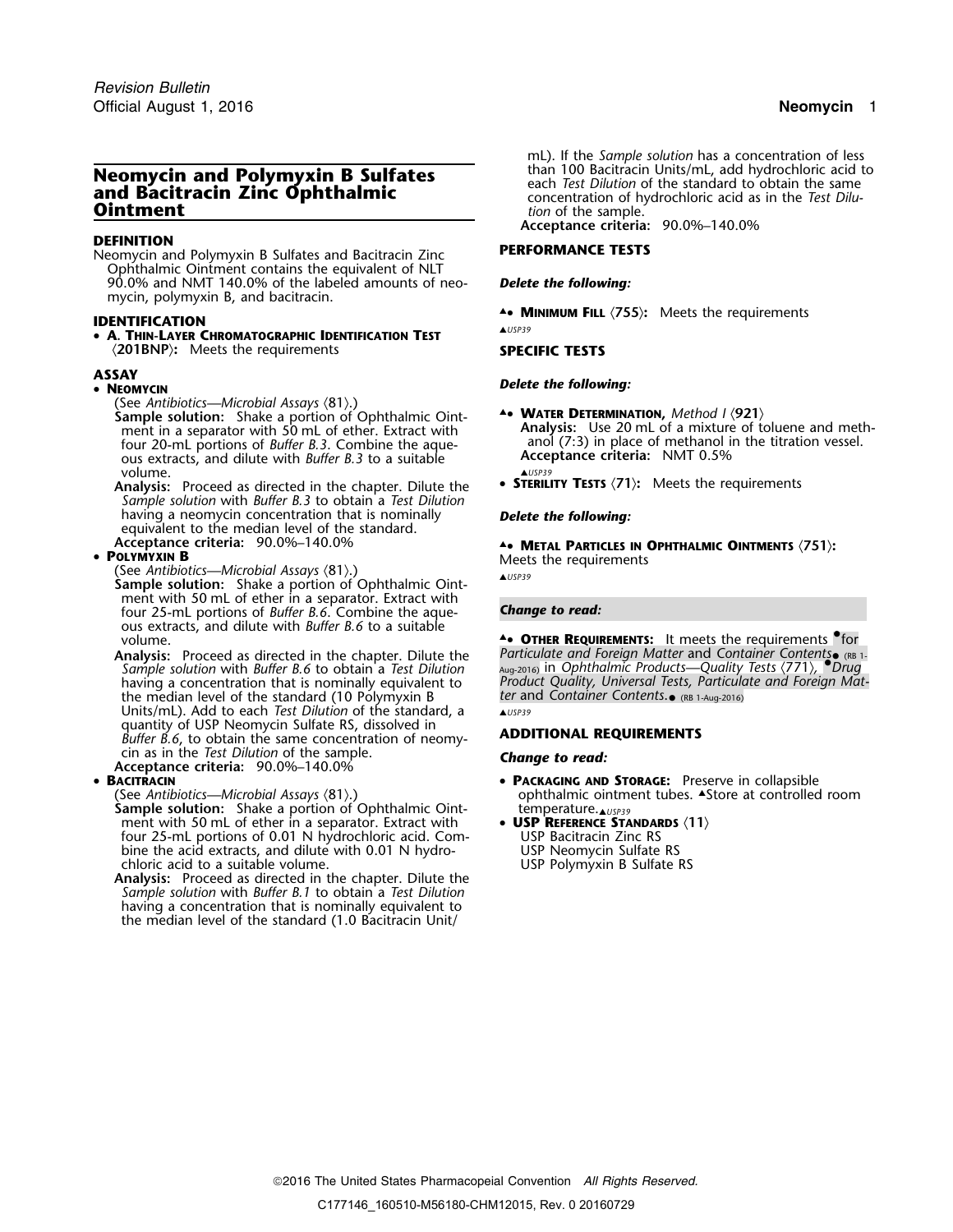# Neomycin and Polymyxin B Sulfates and Bacitracin Zinc Ophthalmic Ointment

## DEFINITION

Neomycin and Polymyxin B Sulfates and Bacitracin Zinc Ophthalmic Ointment contains the equivalent of NLT 90.0% and NMT 140.0% of the labeled amounts of neomycin, polymyxin B, and bacitracin.

## IDENTIFICATION

- **A. Thin-Layer Chromatographic Identification Test** 〈201BNP〉**:** Meets the requirements

## ASSAY

- **Neomycin**

  (See *Antibiotics—Microbial Assays* 〈81〉.)

  **Sample solution:** Shake a portion of Ophthalmic Ointment in a separator with 50 mL of ether. Extract with four 20-mL portions of *Buffer B.3*. Combine the aqueous extracts, and dilute with *Buffer B.3* to a suitable volume.

  **Analysis:** Proceed as directed in the chapter. Dilute the *Sample solution* with *Buffer B.3* to obtain a *Test Dilution* having a neomycin concentration that is nominally equivalent to the median level of the standard.

  **Acceptance criteria:** 90.0%–140.0%

- **Polymyxin B**

  (See *Antibiotics—Microbial Assays* 〈81〉.)

  **Sample solution:** Shake a portion of Ophthalmic Ointment with 50 mL of ether in a separator. Extract with four 25-mL portions of *Buffer B.6*. Combine the aqueous extracts, and dilute with *Buffer B.6* to a suitable volume.

  **Analysis:** Proceed as directed in the chapter. Dilute the *Sample solution* with *Buffer B.6* to obtain a *Test Dilution* having a concentration that is nominally equivalent to the median level of the standard (10 Polymyxin B Units/mL). Add to each *Test Dilution* of the standard, a quantity of USP Neomycin Sulfate RS, dissolved in *Buffer B.6*, to obtain the same concentration of neomycin as in the *Test Dilution* of the sample.

  **Acceptance criteria:** 90.0%–140.0%

- **Bacitracin**

  (See *Antibiotics—Microbial Assays* 〈81〉.)

  **Sample solution:** Shake a portion of Ophthalmic Ointment with 50 mL of ether in a separator. Extract with four 25-mL portions of 0.01 N hydrochloric acid. Combine the acid extracts, and dilute with 0.01 N hydrochloric acid to a suitable volume.

  **Analysis:** Proceed as directed in the chapter. Dilute the *Sample solution* with *Buffer B.1* to obtain a *Test Dilution* having a concentration that is nominally equivalent to the median level of the standard (1.0 Bacitracin Unit/mL). If the *Sample solution* has a concentration of less than 100 Bacitracin Units/mL, add hydrochloric acid to each *Test Dilution* of the standard to obtain the same concentration of hydrochloric acid as in the *Test Dilution* of the sample.

  **Acceptance criteria:** 90.0%–140.0%

## PERFORMANCE TESTS

***Delete the following:***

- ▲• **Minimum Fill** 〈755〉**:** Meets the requirements ▲USP39

## SPECIFIC TESTS

***Delete the following:***

- ▲• **Water Determination,** *Method I* 〈921〉

  **Analysis:** Use 20 mL of a mixture of toluene and methanol (7:3) in place of methanol in the titration vessel.

  **Acceptance criteria:** NMT 0.5% ▲USP39

- **Sterility Tests** 〈71〉**:** Meets the requirements

***Delete the following:***

- ▲• **Metal Particles in Ophthalmic Ointments** 〈751〉**:** Meets the requirements ▲USP39

***Change to read:***

- ▲• **Other Requirements:** It meets the requirements •for *Particulate and Foreign Matter* and *Container Contents*• (RB 1-Aug-2016) in *Ophthalmic Products—Quality Tests* 〈771〉, •*Drug Product Quality, Universal Tests, Particulate and Foreign Matter* and *Container Contents*.• (RB 1-Aug-2016) ▲USP39

## ADDITIONAL REQUIREMENTS

***Change to read:***

- **Packaging and Storage:** Preserve in collapsible ophthalmic ointment tubes. ▲Store at controlled room temperature.▲USP39
- **USP Reference Standards** 〈11〉

  USP Bacitracin Zinc RS

  USP Neomycin Sulfate RS

  USP Polymyxin B Sulfate RS